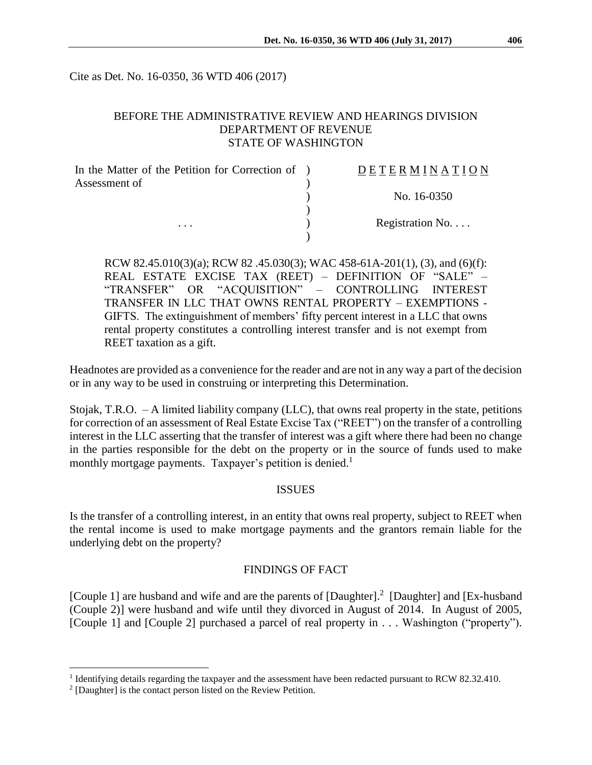Cite as Det. No. 16-0350, 36 WTD 406 (2017)

BEFORE THE ADMINISTRATIVE REVIEW AND HEARINGS DIVISION
DEPARTMENT OF REVENUE
STATE OF WASHINGTON

| In the Matter of the Petition for Correction of Assessment of | ) | D E T E R M I N A T I O N |
|---|---|---|
| | ) | No. 16-0350 |
| . . . | ) | Registration No. . . . |

RCW 82.45.010(3)(a); RCW 82 .45.030(3); WAC 458-61A-201(1), (3), and (6)(f): REAL ESTATE EXCISE TAX (REET) – DEFINITION OF "SALE" – "TRANSFER" OR "ACQUISITION" – CONTROLLING INTEREST TRANSFER IN LLC THAT OWNS RENTAL PROPERTY – EXEMPTIONS - GIFTS. The extinguishment of members' fifty percent interest in a LLC that owns rental property constitutes a controlling interest transfer and is not exempt from REET taxation as a gift.

Headnotes are provided as a convenience for the reader and are not in any way a part of the decision or in any way to be used in construing or interpreting this Determination.

Stojak, T.R.O. – A limited liability company (LLC), that owns real property in the state, petitions for correction of an assessment of Real Estate Excise Tax ("REET") on the transfer of a controlling interest in the LLC asserting that the transfer of interest was a gift where there had been no change in the parties responsible for the debt on the property or in the source of funds used to make monthly mortgage payments. Taxpayer's petition is denied.[1]

## ISSUES

Is the transfer of a controlling interest, in an entity that owns real property, subject to REET when the rental income is used to make mortgage payments and the grantors remain liable for the underlying debt on the property?

## FINDINGS OF FACT

[Couple 1] are husband and wife and are the parents of [Daughter].[2] [Daughter] and [Ex-husband (Couple 2)] were husband and wife until they divorced in August of 2014. In August of 2005, [Couple 1] and [Couple 2] purchased a parcel of real property in . . . Washington ("property").

---

[1] Identifying details regarding the taxpayer and the assessment have been redacted pursuant to RCW 82.32.410.

[2] [Daughter] is the contact person listed on the Review Petition.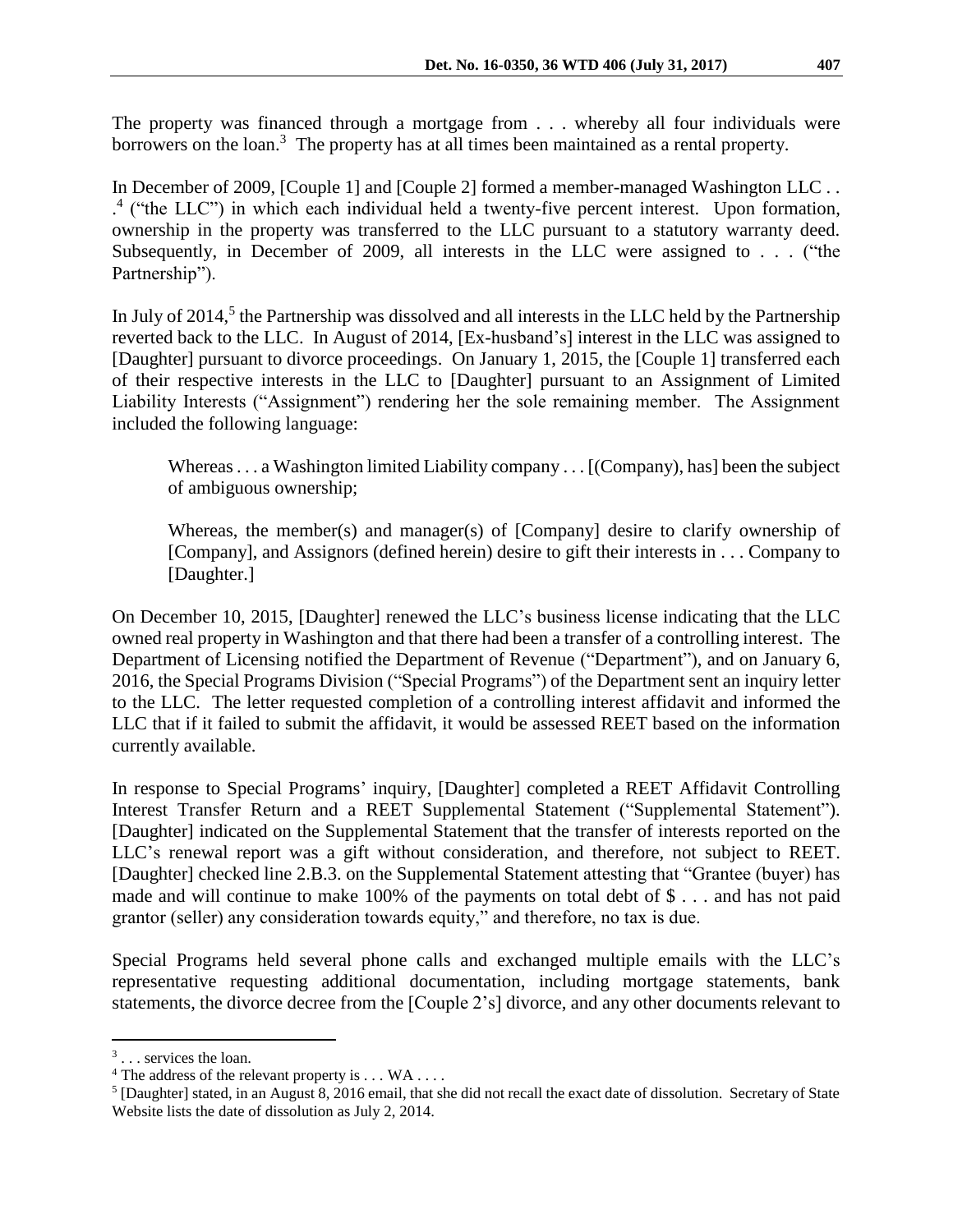The property was financed through a mortgage from . . . whereby all four individuals were borrowers on the loan.[3] The property has at all times been maintained as a rental property.

In December of 2009, [Couple 1] and [Couple 2] formed a member-managed Washington LLC . . .[4] ("the LLC") in which each individual held a twenty-five percent interest. Upon formation, ownership in the property was transferred to the LLC pursuant to a statutory warranty deed. Subsequently, in December of 2009, all interests in the LLC were assigned to . . . ("the Partnership").

In July of 2014,[5] the Partnership was dissolved and all interests in the LLC held by the Partnership reverted back to the LLC. In August of 2014, [Ex-husband's] interest in the LLC was assigned to [Daughter] pursuant to divorce proceedings. On January 1, 2015, the [Couple 1] transferred each of their respective interests in the LLC to [Daughter] pursuant to an Assignment of Limited Liability Interests ("Assignment") rendering her the sole remaining member. The Assignment included the following language:

> Whereas . . . a Washington limited Liability company . . . [(Company), has] been the subject of ambiguous ownership;
>
> Whereas, the member(s) and manager(s) of [Company] desire to clarify ownership of [Company], and Assignors (defined herein) desire to gift their interests in . . . Company to [Daughter.]

On December 10, 2015, [Daughter] renewed the LLC's business license indicating that the LLC owned real property in Washington and that there had been a transfer of a controlling interest. The Department of Licensing notified the Department of Revenue ("Department"), and on January 6, 2016, the Special Programs Division ("Special Programs") of the Department sent an inquiry letter to the LLC. The letter requested completion of a controlling interest affidavit and informed the LLC that if it failed to submit the affidavit, it would be assessed REET based on the information currently available.

In response to Special Programs' inquiry, [Daughter] completed a REET Affidavit Controlling Interest Transfer Return and a REET Supplemental Statement ("Supplemental Statement"). [Daughter] indicated on the Supplemental Statement that the transfer of interests reported on the LLC's renewal report was a gift without consideration, and therefore, not subject to REET. [Daughter] checked line 2.B.3. on the Supplemental Statement attesting that "Grantee (buyer) has made and will continue to make 100% of the payments on total debt of $ . . . and has not paid grantor (seller) any consideration towards equity," and therefore, no tax is due.

Special Programs held several phone calls and exchanged multiple emails with the LLC's representative requesting additional documentation, including mortgage statements, bank statements, the divorce decree from the [Couple 2's] divorce, and any other documents relevant to

---

[3] . . . services the loan.

[4] The address of the relevant property is . . . WA . . . .

[5] [Daughter] stated, in an August 8, 2016 email, that she did not recall the exact date of dissolution. Secretary of State Website lists the date of dissolution as July 2, 2014.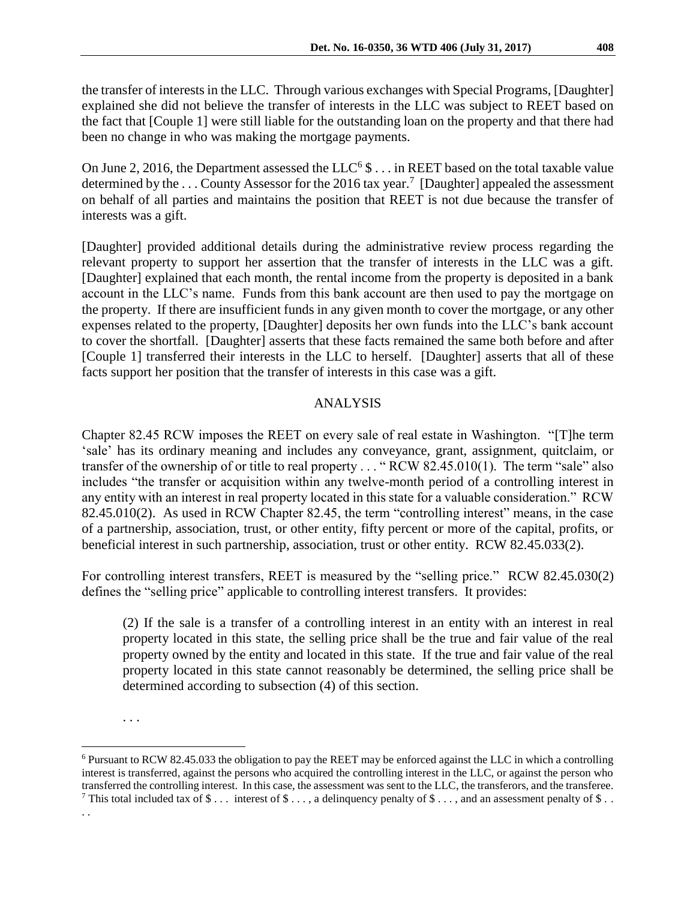the transfer of interests in the LLC. Through various exchanges with Special Programs, [Daughter] explained she did not believe the transfer of interests in the LLC was subject to REET based on the fact that [Couple 1] were still liable for the outstanding loan on the property and that there had been no change in who was making the mortgage payments.

On June 2, 2016, the Department assessed the LLC[6] $ . . . in REET based on the total taxable value determined by the . . . County Assessor for the 2016 tax year.[7] [Daughter] appealed the assessment on behalf of all parties and maintains the position that REET is not due because the transfer of interests was a gift.

[Daughter] provided additional details during the administrative review process regarding the relevant property to support her assertion that the transfer of interests in the LLC was a gift. [Daughter] explained that each month, the rental income from the property is deposited in a bank account in the LLC's name. Funds from this bank account are then used to pay the mortgage on the property. If there are insufficient funds in any given month to cover the mortgage, or any other expenses related to the property, [Daughter] deposits her own funds into the LLC's bank account to cover the shortfall. [Daughter] asserts that these facts remained the same both before and after [Couple 1] transferred their interests in the LLC to herself. [Daughter] asserts that all of these facts support her position that the transfer of interests in this case was a gift.

## ANALYSIS

Chapter 82.45 RCW imposes the REET on every sale of real estate in Washington. "[T]he term 'sale' has its ordinary meaning and includes any conveyance, grant, assignment, quitclaim, or transfer of the ownership of or title to real property . . . " RCW 82.45.010(1). The term "sale" also includes "the transfer or acquisition within any twelve-month period of a controlling interest in any entity with an interest in real property located in this state for a valuable consideration." RCW 82.45.010(2). As used in RCW Chapter 82.45, the term "controlling interest" means, in the case of a partnership, association, trust, or other entity, fifty percent or more of the capital, profits, or beneficial interest in such partnership, association, trust or other entity. RCW 82.45.033(2).

For controlling interest transfers, REET is measured by the "selling price." RCW 82.45.030(2) defines the "selling price" applicable to controlling interest transfers. It provides:

> (2) If the sale is a transfer of a controlling interest in an entity with an interest in real property located in this state, the selling price shall be the true and fair value of the real property owned by the entity and located in this state. If the true and fair value of the real property located in this state cannot reasonably be determined, the selling price shall be determined according to subsection (4) of this section.
>
> . . .

[6] Pursuant to RCW 82.45.033 the obligation to pay the REET may be enforced against the LLC in which a controlling interest is transferred, against the persons who acquired the controlling interest in the LLC, or against the person who transferred the controlling interest. In this case, the assessment was sent to the LLC, the transferors, and the transferee.

[7] This total included tax of $ . . . interest of $ . . . , a delinquency penalty of $ . . . , and an assessment penalty of $ . . . .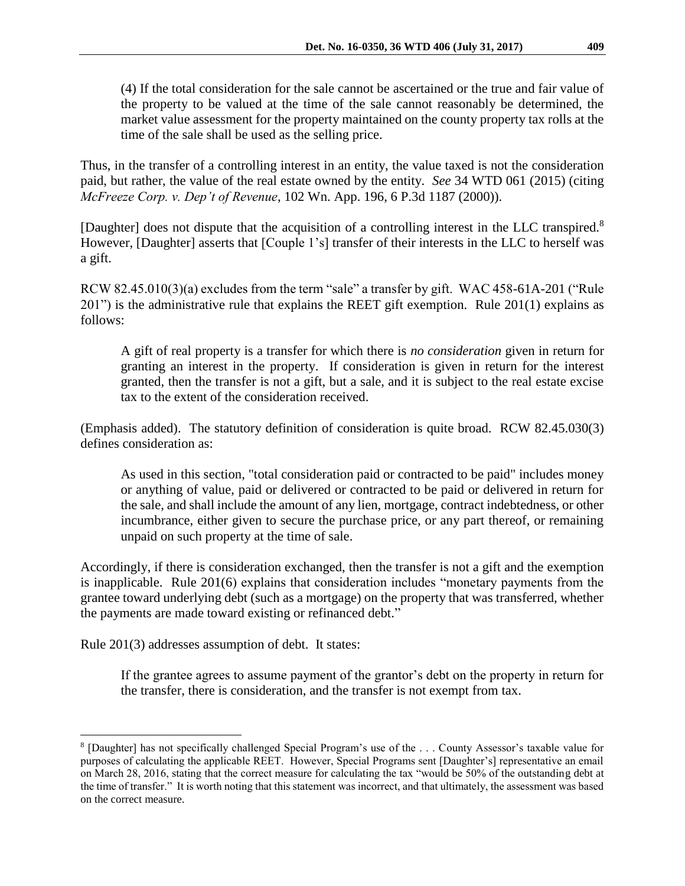> (4) If the total consideration for the sale cannot be ascertained or the true and fair value of the property to be valued at the time of the sale cannot reasonably be determined, the market value assessment for the property maintained on the county property tax rolls at the time of the sale shall be used as the selling price.

Thus, in the transfer of a controlling interest in an entity, the value taxed is not the consideration paid, but rather, the value of the real estate owned by the entity. *See* 34 WTD 061 (2015) (citing *McFreeze Corp. v. Dep't of Revenue*, 102 Wn. App. 196, 6 P.3d 1187 (2000)).

[Daughter] does not dispute that the acquisition of a controlling interest in the LLC transpired.[8] However, [Daughter] asserts that [Couple 1's] transfer of their interests in the LLC to herself was a gift.

RCW 82.45.010(3)(a) excludes from the term "sale" a transfer by gift. WAC 458-61A-201 ("Rule 201") is the administrative rule that explains the REET gift exemption. Rule 201(1) explains as follows:

> A gift of real property is a transfer for which there is *no consideration* given in return for granting an interest in the property. If consideration is given in return for the interest granted, then the transfer is not a gift, but a sale, and it is subject to the real estate excise tax to the extent of the consideration received.

(Emphasis added). The statutory definition of consideration is quite broad. RCW 82.45.030(3) defines consideration as:

> As used in this section, "total consideration paid or contracted to be paid" includes money or anything of value, paid or delivered or contracted to be paid or delivered in return for the sale, and shall include the amount of any lien, mortgage, contract indebtedness, or other incumbrance, either given to secure the purchase price, or any part thereof, or remaining unpaid on such property at the time of sale.

Accordingly, if there is consideration exchanged, then the transfer is not a gift and the exemption is inapplicable. Rule 201(6) explains that consideration includes "monetary payments from the grantee toward underlying debt (such as a mortgage) on the property that was transferred, whether the payments are made toward existing or refinanced debt."

Rule 201(3) addresses assumption of debt. It states:

> If the grantee agrees to assume payment of the grantor's debt on the property in return for the transfer, there is consideration, and the transfer is not exempt from tax.

---

[8] [Daughter] has not specifically challenged Special Program's use of the . . . County Assessor's taxable value for purposes of calculating the applicable REET. However, Special Programs sent [Daughter's] representative an email on March 28, 2016, stating that the correct measure for calculating the tax "would be 50% of the outstanding debt at the time of transfer." It is worth noting that this statement was incorrect, and that ultimately, the assessment was based on the correct measure.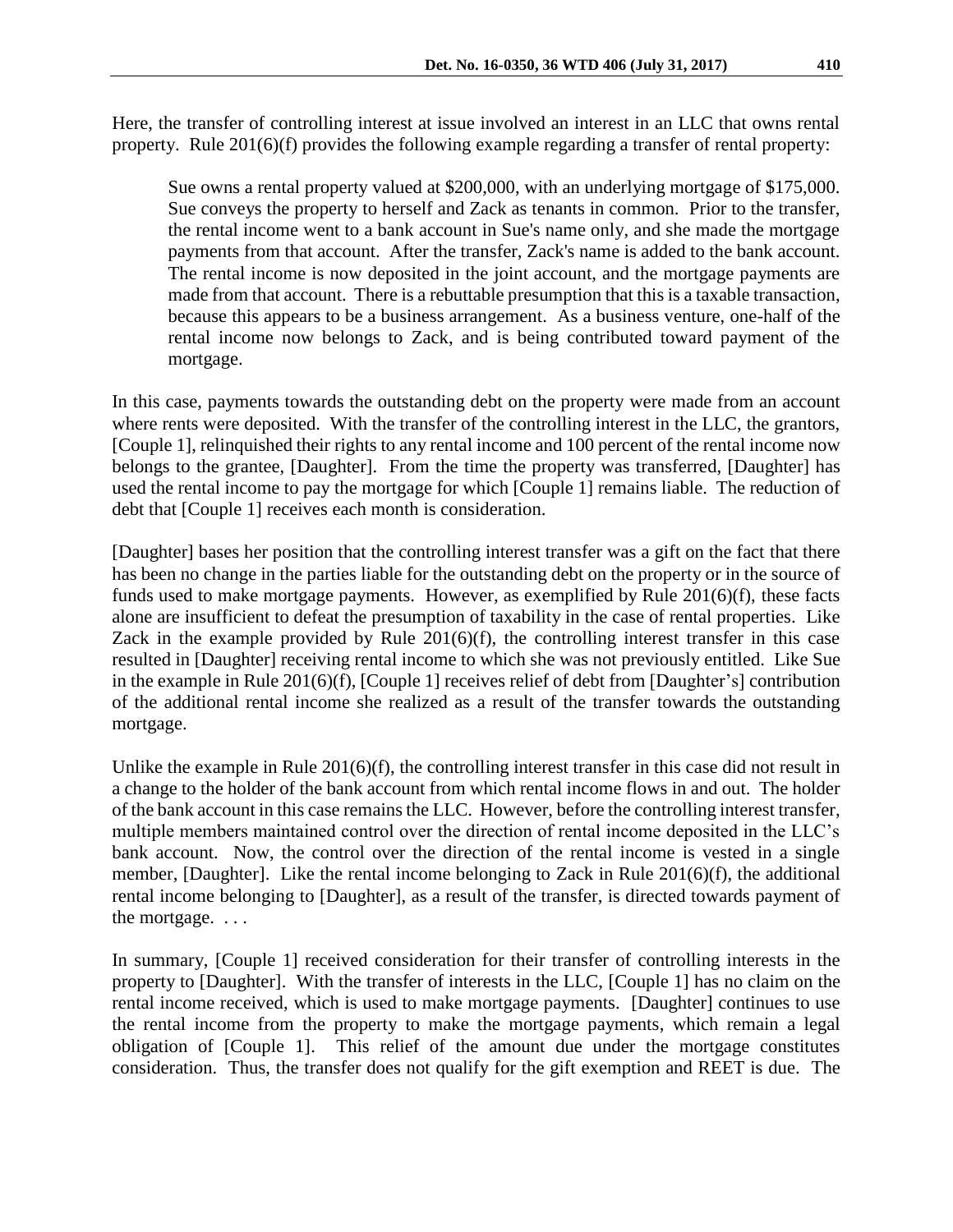Here, the transfer of controlling interest at issue involved an interest in an LLC that owns rental property. Rule 201(6)(f) provides the following example regarding a transfer of rental property:

> Sue owns a rental property valued at $200,000, with an underlying mortgage of $175,000. Sue conveys the property to herself and Zack as tenants in common. Prior to the transfer, the rental income went to a bank account in Sue's name only, and she made the mortgage payments from that account. After the transfer, Zack's name is added to the bank account. The rental income is now deposited in the joint account, and the mortgage payments are made from that account. There is a rebuttable presumption that this is a taxable transaction, because this appears to be a business arrangement. As a business venture, one-half of the rental income now belongs to Zack, and is being contributed toward payment of the mortgage.

In this case, payments towards the outstanding debt on the property were made from an account where rents were deposited. With the transfer of the controlling interest in the LLC, the grantors, [Couple 1], relinquished their rights to any rental income and 100 percent of the rental income now belongs to the grantee, [Daughter]. From the time the property was transferred, [Daughter] has used the rental income to pay the mortgage for which [Couple 1] remains liable. The reduction of debt that [Couple 1] receives each month is consideration.

[Daughter] bases her position that the controlling interest transfer was a gift on the fact that there has been no change in the parties liable for the outstanding debt on the property or in the source of funds used to make mortgage payments. However, as exemplified by Rule 201(6)(f), these facts alone are insufficient to defeat the presumption of taxability in the case of rental properties. Like Zack in the example provided by Rule 201(6)(f), the controlling interest transfer in this case resulted in [Daughter] receiving rental income to which she was not previously entitled. Like Sue in the example in Rule 201(6)(f), [Couple 1] receives relief of debt from [Daughter's] contribution of the additional rental income she realized as a result of the transfer towards the outstanding mortgage.

Unlike the example in Rule 201(6)(f), the controlling interest transfer in this case did not result in a change to the holder of the bank account from which rental income flows in and out. The holder of the bank account in this case remains the LLC. However, before the controlling interest transfer, multiple members maintained control over the direction of rental income deposited in the LLC's bank account. Now, the control over the direction of the rental income is vested in a single member, [Daughter]. Like the rental income belonging to Zack in Rule 201(6)(f), the additional rental income belonging to [Daughter], as a result of the transfer, is directed towards payment of the mortgage. . . .

In summary, [Couple 1] received consideration for their transfer of controlling interests in the property to [Daughter]. With the transfer of interests in the LLC, [Couple 1] has no claim on the rental income received, which is used to make mortgage payments. [Daughter] continues to use the rental income from the property to make the mortgage payments, which remain a legal obligation of [Couple 1]. This relief of the amount due under the mortgage constitutes consideration. Thus, the transfer does not qualify for the gift exemption and REET is due. The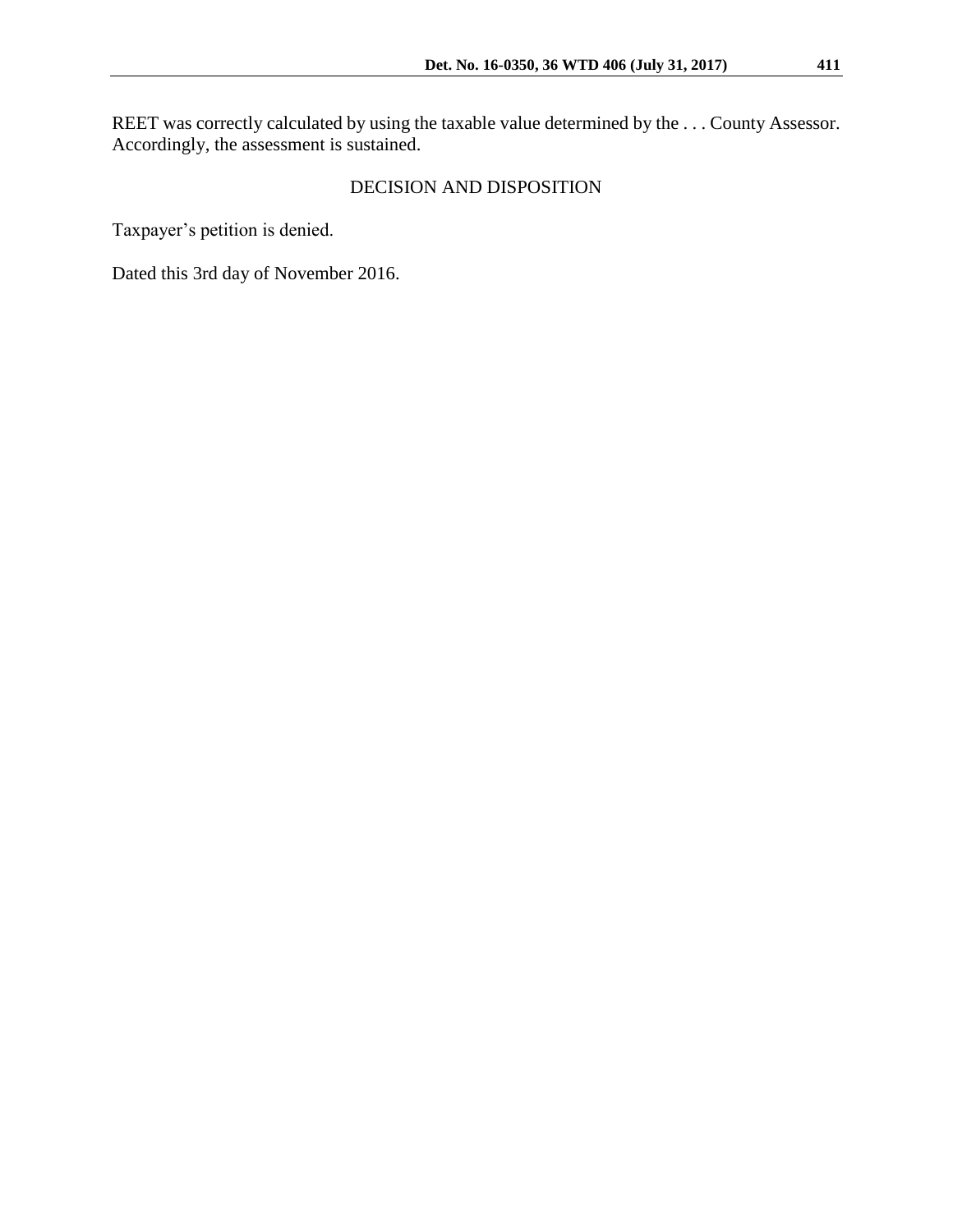REET was correctly calculated by using the taxable value determined by the . . . County Assessor. Accordingly, the assessment is sustained.

## DECISION AND DISPOSITION

Taxpayer's petition is denied.

Dated this 3rd day of November 2016.